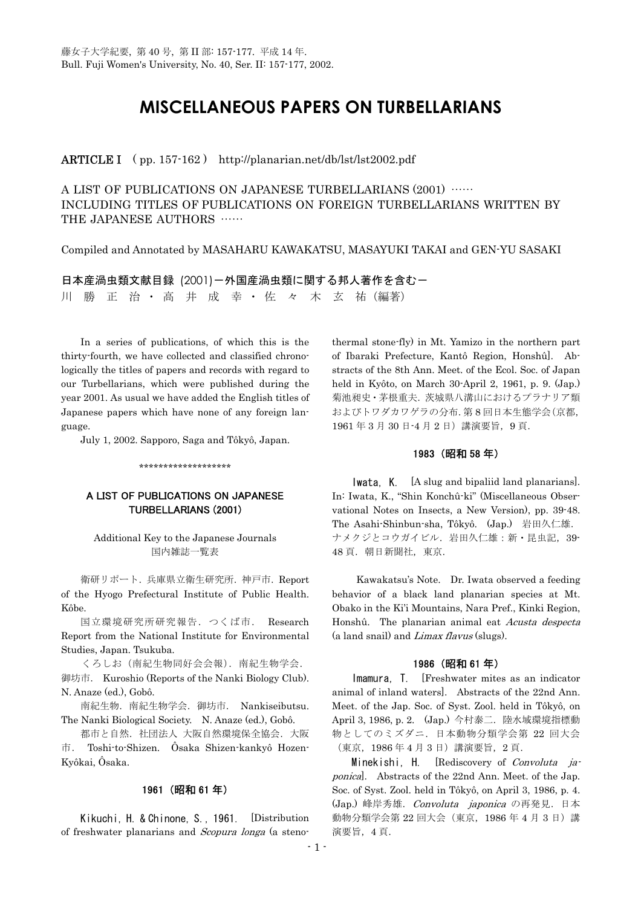藤女子大学紀要, 第 40 号, 第 II 部: 157-177. 平成 14 年.
Bull. Fuji Women's University, No. 40, Ser. II: 157-177, 2002.

# MISCELLANEOUS PAPERS ON TURBELLARIANS

**ARTICLE I** ( pp. 157-162 ) http://planarian.net/db/lst/lst2002.pdf

A LIST OF PUBLICATIONS ON JAPANESE TURBELLARIANS (2001) ……
INCLUDING TITLES OF PUBLICATIONS ON FOREIGN TURBELLARIANS WRITTEN BY THE JAPANESE AUTHORS ……

Compiled and Annotated by MASAHARU KAWAKATSU, MASAYUKI TAKAI and GEN-YU SASAKI

日本産渦虫類文献目録 (2001)－外国産渦虫類に関する邦人著作を含む－
川 勝 正 治・高 井 成 幸・佐 々 木 玄 祐 (編著)

In a series of publications, of which this is the thirty-fourth, we have collected and classified chronologically the titles of papers and records with regard to our Turbellarians, which were published during the year 2001. As usual we have added the English titles of Japanese papers which have none of any foreign language.

July 1, 2002. Sapporo, Saga and Tôkyô, Japan.

\*\*\*\*\*\*\*\*\*\*\*\*\*\*\*\*\*\*\*

## A LIST OF PUBLICATIONS ON JAPANESE TURBELLARIANS (2001)

Additional Key to the Japanese Journals
国内雑誌一覧表

衛研リポート. 兵庫県立衛生研究所. 神戸市. Report of the Hyogo Prefectural Institute of Public Health. Kôbe.

国立環境研究所研究報告. つくば市. Research Report from the National Institute for Environmental Studies, Japan. Tsukuba.

くろしお (南紀生物同好会会報). 南紀生物学会. 御坊市. Kuroshio (Reports of the Nanki Biology Club). N. Anaze (ed.), Gobô.

南紀生物. 南紀生物学会. 御坊市. Nankiseibutsu. The Nanki Biological Society. N. Anaze (ed.), Gobô.

都市と自然. 社団法人 大阪自然環境保全協会. 大阪市. Toshi-to-Shizen. Ôsaka Shizen-kankyô Hozen-Kyôkai, Ôsaka.

### 1961 (昭和 61 年)

Kikuchi, H. & Chinone, S., 1961. [Distribution of freshwater planarians and *Scopura longa* (a stenothermal stone-fly) in Mt. Yamizo in the northern part of Ibaraki Prefecture, Kantô Region, Honshû]. Abstracts of the 8th Ann. Meet. of the Ecol. Soc. of Japan held in Kyôto, on March 30-April 2, 1961, p. 9. (Jap.) 菊池昶史・茅根重夫. 茨城県八溝山におけるプラナリア類およびトワダカワゲラの分布. 第 8 回日本生態学会(京都, 1961 年 3 月 30 日-4 月 2 日) 講演要旨, 9 頁.

### 1983 (昭和 58 年)

Iwata, K. [A slug and bipaliid land planarians]. In: Iwata, K., "Shin Konchû-ki" (Miscellaneous Observational Notes on Insects, a New Version), pp. 39-48. The Asahi-Shinbun-sha, Tôkyô. (Jap.) 岩田久仁雄. ナメクジとコウガイビル. 岩田久仁雄 : 新・昆虫記, 39-48 頁. 朝日新聞社, 東京.

Kawakatsu's Note. Dr. Iwata observed a feeding behavior of a black land planarian species at Mt. Obako in the Ki'i Mountains, Nara Pref., Kinki Region, Honshû. The planarian animal eat *Acusta despecta* (a land snail) and *Limax flavus* (slugs).

### 1986 (昭和 61 年)

Imamura, T. [Freshwater mites as an indicator animal of inland waters]. Abstracts of the 22nd Ann. Meet. of the Jap. Soc. of Syst. Zool. held in Tôkyô, on April 3, 1986, p. 2. (Jap.) 今村泰二. 陸水域環境指標動物としてのミズダニ. 日本動物分類学会第 22 回大会 (東京, 1986 年 4 月 3 日) 講演要旨, 2 頁.

Minekishi, H. [Rediscovery of *Convoluta japonica*]. Abstracts of the 22nd Ann. Meet. of the Jap. Soc. of Syst. Zool. held in Tôkyô, on April 3, 1986, p. 4. (Jap.) 峰岸秀雄. *Convoluta japonica* の再発見. 日本動物分類学会第 22 回大会 (東京, 1986 年 4 月 3 日) 講演要旨, 4 頁.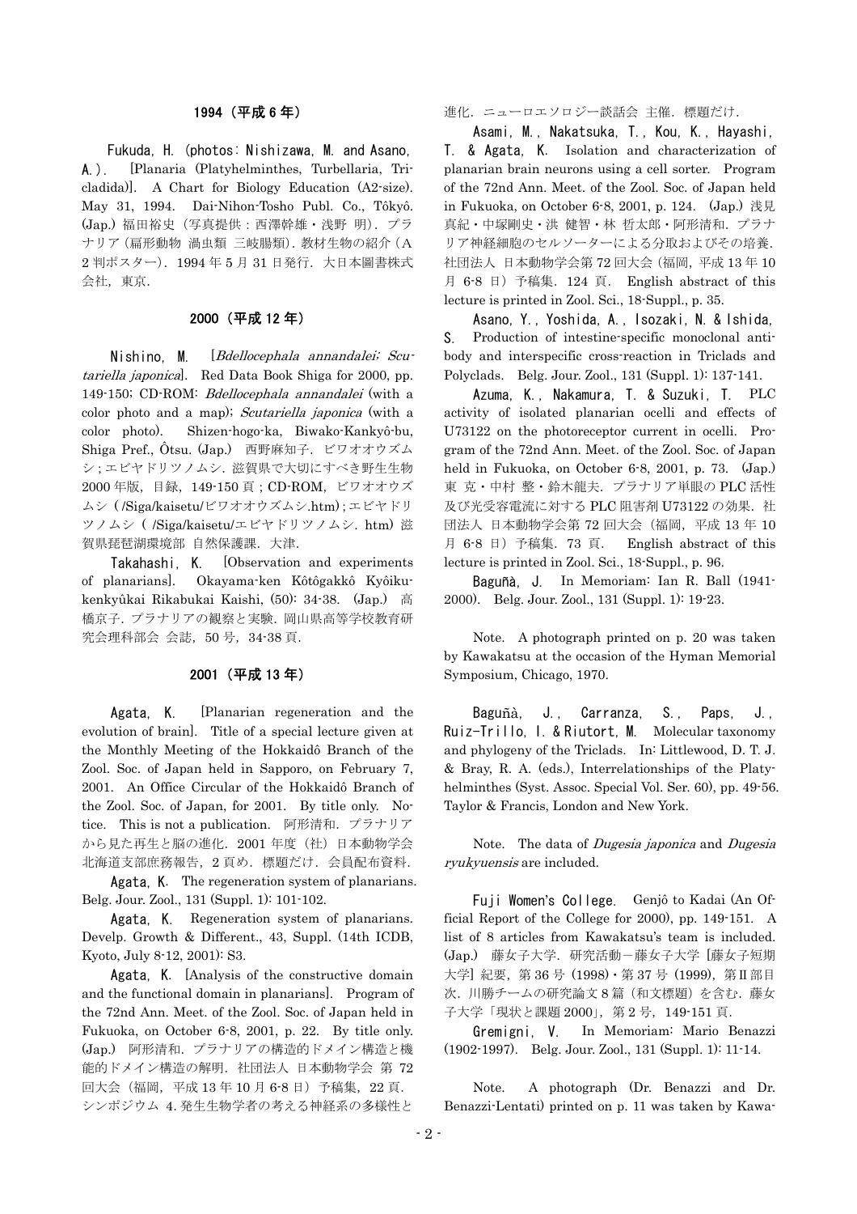## 1994（平成 6 年）

Fukuda, H. (photos: Nishizawa, M. and Asano, A.). [Planaria (Platyhelminthes, Turbellaria, Tricladida)]. A Chart for Biology Education (A2-size). May 31, 1994. Dai-Nihon-Tosho Publ. Co., Tôkyô. (Jap.) 福田裕史（写真提供：西澤幹雄・浅野 明）. プラナリア（扁形動物 渦虫類 三岐腸類）. 教材生物の紹介（A 2 判ポスター）. 1994 年 5 月 31 日発行. 大日本図書株式会社，東京.

## 2000（平成 12 年）

Nishino, M. [*Bdellocephala annandalei*; *Scutariella japonica*]. Red Data Book Shiga for 2000, pp. 149-150; CD-ROM: *Bdellocephala annandalei* (with a color photo and a map); *Scutariella japonica* (with a color photo). Shizen-hogo-ka, Biwako-Kankyô-bu, Shiga Pref., Ôtsu. (Jap.) 西野麻知子. ビワオオウズムシ；エビヤドリツノムシ. 滋賀県で大切にすべき野生生物 2000 年版，目録，149-150 頁；CD-ROM，ビワオオウズムシ（/Siga/kaisetu/ビワオオウズムシ.htm）; エビヤドリツノムシ（/Siga/kaisetu/エビヤドリツノムシ. htm）滋賀県琵琶湖環境部 自然保護課. 大津.

Takahashi, K. [Observation and experiments of planarians]. Okayama-ken Kôtôgakkô Kyôiku-kenkyûkai Rikabukai Kaishi, (50): 34-38. (Jap.) 高橋京子. プラナリアの観察と実験. 岡山県高等学校教育研究会理科部会 会誌，50 号，34-38 頁.

## 2001（平成 13 年）

Agata, K. [Planarian regeneration and the evolution of brain]. Title of a special lecture given at the Monthly Meeting of the Hokkaidô Branch of the Zool. Soc. of Japan held in Sapporo, on February 7, 2001. An Office Circular of the Hokkaidô Branch of the Zool. Soc. of Japan, for 2001. By title only. Notice. This is not a publication. 阿形清和. プラナリアから見た再生と脳の進化. 2001 年度（社）日本動物学会北海道支部庶務報告，2 頁め. 標題だけ. 会員配布資料.

Agata, K. The regeneration system of planarians. Belg. Jour. Zool., 131 (Suppl. 1): 101-102.

Agata, K. Regeneration system of planarians. Develp. Growth & Different., 43, Suppl. (14th ICDB, Kyoto, July 8-12, 2001): S3.

Agata, K. [Analysis of the constructive domain and the functional domain in planarians]. Program of the 72nd Ann. Meet. of the Zool. Soc. of Japan held in Fukuoka, on October 6-8, 2001, p. 22. By title only. (Jap.) 阿形清和. プラナリアの構造的ドメイン構造と機能的ドメイン構造の解明. 社団法人 日本動物学会 第 72 回大会（福岡，平成 13 年 10 月 6-8 日）予稿集，22 頁. シンポジウム 4. 発生生物学者の考える神経系の多様性と進化. ニューロエソロジー談話会 主催. 標題だけ.

Asami, M., Nakatsuka, T., Kou, K., Hayashi, T. & Agata, K. Isolation and characterization of planarian brain neurons using a cell sorter. Program of the 72nd Ann. Meet. of the Zool. Soc. of Japan held in Fukuoka, on October 6-8, 2001, p. 124. (Jap.) 浅見真紀・中塚剛史・洪 健智・林 哲太郎・阿形清和. プラナリア神経細胞のセルソーターによる分取およびその培養. 社団法人 日本動物学会第 72 回大会（福岡，平成 13 年 10 月 6-8 日）予稿集. 124 頁. English abstract of this lecture is printed in Zool. Sci., 18-Suppl., p. 35.

Asano, Y., Yoshida, A., Isozaki, N. & Ishida, S. Production of intestine-specific monoclonal antibody and interspecific cross-reaction in Triclads and Polyclads. Belg. Jour. Zool., 131 (Suppl. 1): 137-141.

Azuma, K., Nakamura, T. & Suzuki, T. PLC activity of isolated planarian ocelli and effects of U73122 on the photoreceptor current in ocelli. Program of the 72nd Ann. Meet. of the Zool. Soc. of Japan held in Fukuoka, on October 6-8, 2001, p. 73. (Jap.) 東 克・中村 整・鈴木龍夫. プラナリア単眼の PLC 活性及び光受容電流に対する PLC 阻害剤 U73122 の効果. 社団法人 日本動物学会第 72 回大会（福岡，平成 13 年 10 月 6-8 日）予稿集. 73 頁. English abstract of this lecture is printed in Zool. Sci., 18-Suppl., p. 96.

Baguñà, J. In Memoriam: Ian R. Ball (1941-2000). Belg. Jour. Zool., 131 (Suppl. 1): 19-23.

Note. A photograph printed on p. 20 was taken by Kawakatsu at the occasion of the Hyman Memorial Symposium, Chicago, 1970.

Baguñà, J., Carranza, S., Paps, J., Ruiz-Trillo, I. & Riutort, M. Molecular taxonomy and phylogeny of the Triclads. In: Littlewood, D. T. J. & Bray, R. A. (eds.), Interrelationships of the Platyhelminthes (Syst. Assoc. Special Vol. Ser. 60), pp. 49-56. Taylor & Francis, London and New York.

Note. The data of *Dugesia japonica* and *Dugesia ryukyuensis* are included.

Fuji Women's College. Genjô to Kadai (An Official Report of the College for 2000), pp. 149-151. A list of 8 articles from Kawakatsu's team is included. (Jap.) 藤女子大学. 研究活動－藤女子大学［藤女子短期大学］紀要，第 36 号（1998）・第 37 号（1999），第Ⅱ部目次. 川勝チームの研究論文 8 篇（和文標題）を含む. 藤女子大学「現状と課題 2000」，第 2 号，149-151 頁.

Gremigni, V. In Memoriam: Mario Benazzi (1902-1997). Belg. Jour. Zool., 131 (Suppl. 1): 11-14.

Note. A photograph (Dr. Benazzi and Dr. Benazzi-Lentati) printed on p. 11 was taken by Kawa-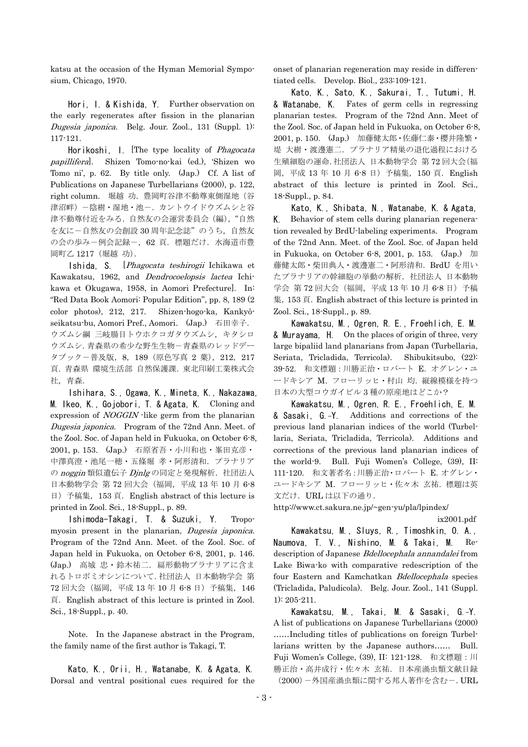katsu at the occasion of the Hyman Memorial Symposium, Chicago, 1970.

Hori, I. & Kishida, Y. Further observation on the early regenerates after fission in the planarian *Dugesia japonica*. Belg. Jour. Zool., 131 (Suppl. 1): 117-121.

Horikoshi, I. [The type locality of *Phagocata papillifera*]. Shizen Tomo-no-kai (ed.), 'Shizen wo Tomo ni', p. 62. By title only. (Jap.) Cf. A list of Publications on Japanese Turbellarians (2000), p. 122, right column. 堀越 功. 豊岡町谷津不動尊東側湿地（谷津沼畔）－陰樹・湿地・池－. カントウイドウズムシと谷津不動尊付近をみる. 自然友の会運営委員会（編），"自然を友に－自然友の会創設 30 周年記念誌"のうち，自然友の会の歩み－例会記録－，62 頁. 標題だけ. 水海道市豊岡町乙 1217（堀越 功）.

Ishida, S. [*Phagocata teshirogii* Ichikawa et Kawakatsu, 1962, and *Dendrocoelopsis lactea* Ichikawa et Okugawa, 1958, in Aomori Prefecture]. In: "Red Data Book Aomori: Popular Edition", pp. 8, 189 (2 color photos), 212, 217. Shizen-hogo-ka, Kankyô-seikatsu-bu, Aomori Pref., Aomori. (Jap.) 石田幸子. ウズムシ綱 三岐腸目トウホクコガタウズムシ，キタシロウズムシ. 青森県の希少な野生生物－青森県のレッドデータブック－普及版，8，189（原色写真 2 葉），212，217 頁. 青森県 環境生活部 自然保護課. 東北印刷工業株式会社，青森.

Ishihara, S., Ogawa, K., Mineta, K., Nakazawa, M. Ikeo, K., Gojobori, T. & Agata, K. Cloning and expression of *NOGGIN* -like germ from the planarian *Dugesia japonica*. Program of the 72nd Ann. Meet. of the Zool. Soc. of Japan held in Fukuoka, on October 6-8, 2001, p. 153. (Jap.) 石原省吾・小川和也・峯田克彦・中澤真澄・池尾一穂・五條堀 孝・阿形清和. プラナリアの *noggin* 類似遺伝子 *Djnlg* の同定と発現解析. 社団法人 日本動物学会 第 72 回大会（福岡，平成 13 年 10 月 6-8 日）予稿集，153 頁. English abstract of this lecture is printed in Zool. Sci., 18-Suppl., p. 89.

Ishimoda-Takagi, T. & Suzuki, Y. Tropomyosin present in the planarian, *Dugesia japonica*. Program of the 72nd Ann. Meet. of the Zool. Soc. of Japan held in Fukuoka, on October 6-8, 2001, p. 146. (Jap.) 高城 忠・鈴木祐二. 扁形動物プラナリアに含まれるトロポミオシンについて. 社団法人 日本動物学会 第 72 回大会（福岡，平成 13 年 10 月 6-8 日）予稿集，146 頁. English abstract of this lecture is printed in Zool. Sci., 18-Suppl., p. 40.

Note. In the Japanese abstract in the Program, the family name of the first author is Takagi, T.

Kato, K., Orii, H., Watanabe, K. & Agata, K. Dorsal and ventral positional cues required for the onset of planarian regeneration may reside in differentiated cells. Develop. Biol., 233:109-121.

Kato, K., Sato, K., Sakurai, T., Tutumi, H. & Watanabe, K. Fates of germ cells in regressing planarian testes. Program of the 72nd Ann. Meet of the Zool. Soc. of Japan held in Fukuoka, on October 6-8, 2001, p. 150. (Jap.) 加藤健太郎・佐藤仁泰・櫻井隆繁・堤 大樹・渡邊憲二. プラナリア精巣の退化過程における生殖細胞の運命. 社団法人 日本動物学会 第 72 回大会（福岡，平成 13 年 10 月 6-8 日）予稿集，150 頁. English abstract of this lecture is printed in Zool. Sci., 18-Suppl., p. 84.

Kato, K., Shibata, N., Watanabe, K. & Agata, K. Behavior of stem cells during planarian regeneration revealed by BrdU-labeling experiments. Program of the 72nd Ann. Meet. of the Zool. Soc. of Japan held in Fukuoka, on October 6-8, 2001, p. 153. (Jap.) 加藤健太郎・柴田典人・渡邊憲二・阿形清和. BrdU を用いたプラナリアの幹細胞の挙動の解析. 社団法人 日本動物学会 第 72 回大会（福岡，平成 13 年 10 月 6-8 日）予稿集，153 頁. English abstract of this lecture is printed in Zool. Sci., 18-Suppl., p. 89.

Kawakatsu, M., Ogren, R. E., Froehlich, E. M. & Murayama, H. On the places of origin of three, very large bipaliid land planarians from Japan (Turbellaria, Seriata, Tricladida, Terricola). Shibukitsubo, (22): 39-52. 和文標題：川勝正治・ロバート E. オグレン・ユードキシア M. フローリッヒ・村山 均. 縦線模様を持つ日本の大型コウガイビル 3 種の原産地はどこか？

Kawakatsu, M., Ogren, R. E., Froehlich, E. M. & Sasaki, G.-Y. Additions and corrections of the previous land planarian indices of the world (Turbellaria, Seriata, Tricladida, Terricola). Additions and corrections of the previous land planarian indices of the world-9. Bull. Fuji Women's College, (39), II: 111-120. 和文著者名：川勝正治・ロバート E. オグレン・ユードキシア M. フローリッヒ・佐々木 玄祐. 標題は英文だけ. URL は以下の通り.

http://www.ct.sakura.ne.jp/~gen-yu/pla/lpindex/ix2001.pdf

Kawakatsu, M., Sluys, R., Timoshkin, O. A., Naumova, T. V., Nishino, M. & Takai, M. Redescription of Japanese *Bdellocephala annandalei* from Lake Biwa-ko with comparative redescription of the four Eastern and Kamchatkan *Bdellocephala* species (Tricladida, Paludicola). Belg. Jour. Zool., 141 (Suppl. 1): 205-211.

Kawakatsu, M., Takai, M. & Sasaki, G.-Y. A list of publications on Japanese Turbellarians (2000) ……Including titles of publications on foreign Turbellarians written by the Japanese authors…… Bull. Fuji Women's College, (39), II: 121-128. 和文標題：川勝正治・高井成行・佐々木 玄祐. 日本産渦虫類文献目録（2000）－外国産渦虫類に関する邦人著作を含む－. URL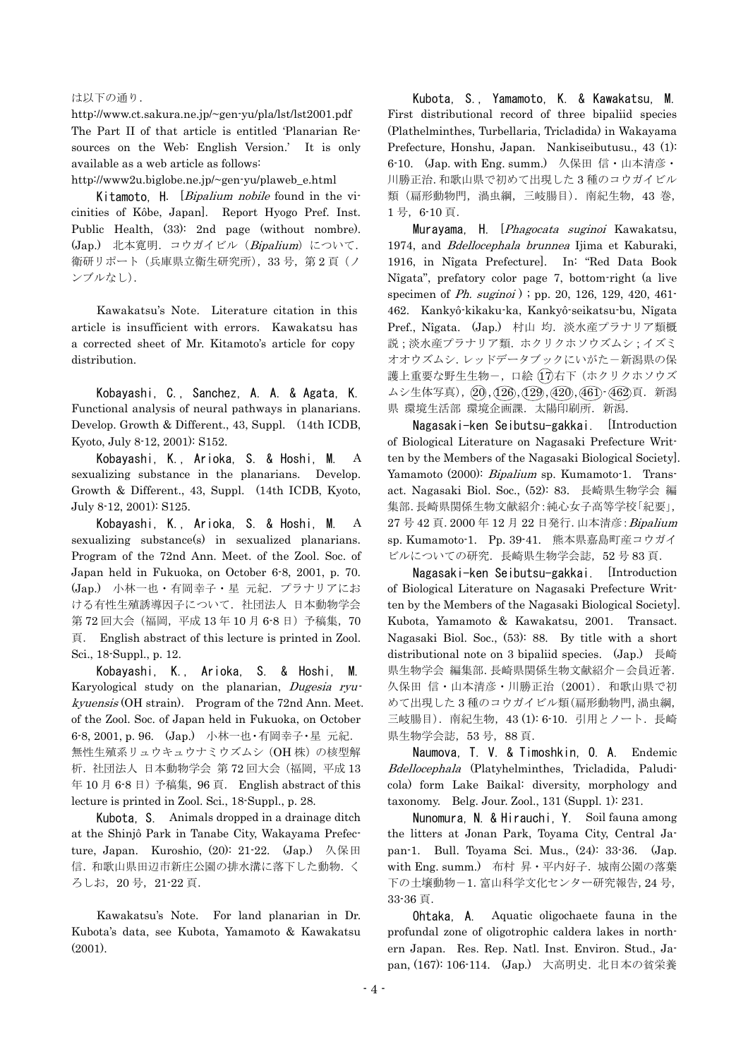は以下の通り．

http://www.ct.sakura.ne.jp/~gen-yu/pla/lst/lst2001.pdf
The Part II of that article is entitled 'Planarian Resources on the Web: English Version.' It is only available as a web article as follows:
http://www2u.biglobe.ne.jp/~gen-yu/plaweb_e.html

Kitamoto, H. [*Bipalium nobile* found in the vicinities of Kôbe, Japan]. Report Hyogo Pref. Inst. Public Health, (33): 2nd page (without nombre). (Jap.) 北本寛明．コウガイビル（*Bipalium*）について．衛研リポート（兵庫県立衛生研究所），33 号，第 2 頁（ノンブルなし）．

Kawakatsu's Note. Literature citation in this article is insufficient with errors. Kawakatsu has a corrected sheet of Mr. Kitamoto's article for copy distribution.

Kobayashi, C., Sanchez, A. A. & Agata, K. Functional analysis of neural pathways in planarians. Develop. Growth & Different., 43, Suppl. (14th ICDB, Kyoto, July 8-12, 2001): S152.

Kobayashi, K., Arioka, S. & Hoshi, M. A sexualizing substance in the planarians. Develop. Growth & Different., 43, Suppl. (14th ICDB, Kyoto, July 8-12, 2001): S125.

Kobayashi, K., Arioka, S. & Hoshi, M. A sexualizing substance(s) in sexualized planarians. Program of the 72nd Ann. Meet. of the Zool. Soc. of Japan held in Fukuoka, on October 6-8, 2001, p. 70. (Jap.) 小林一也・有岡幸子・星 元紀．プラナリアにおける有性生殖誘導因子について．社団法人 日本動物学会 第 72 回大会（福岡，平成 13 年 10 月 6-8 日）予稿集，70 頁．English abstract of this lecture is printed in Zool. Sci., 18-Suppl., p. 12.

Kobayashi, K., Arioka, S. & Hoshi, M. Karyological study on the planarian, *Dugesia ryukyuensis* (OH strain). Program of the 72nd Ann. Meet. of the Zool. Soc. of Japan held in Fukuoka, on October 6-8, 2001, p. 96. (Jap.) 小林一也・有岡幸子・星 元紀．無性生殖系リュウキュウナミウズムシ（OH 株）の核型解析．社団法人 日本動物学会 第 72 回大会（福岡，平成 13 年 10 月 6-8 日）予稿集，96 頁．English abstract of this lecture is printed in Zool. Sci., 18-Suppl., p. 28.

Kubota, S. Animals dropped in a drainage ditch at the Shinjô Park in Tanabe City, Wakayama Prefecture, Japan. Kuroshio, (20): 21-22. (Jap.) 久保田 信．和歌山県田辺市新庄公園の排水溝に落下した動物．くろしお，20 号，21-22 頁．

Kawakatsu's Note. For land planarian in Dr. Kubota's data, see Kubota, Yamamoto & Kawakatsu (2001).

Kubota, S., Yamamoto, K. & Kawakatsu, M. First distributional record of three bipaliid species (Plathelminthes, Turbellaria, Tricladida) in Wakayama Prefecture, Honshu, Japan. Nankiseibutusu., 43 (1): 6-10. (Jap. with Eng. summ.) 久保田 信・山本清彦・川勝正治．和歌山県で初めて出現した 3 種のコウガイビル類（扁形動物門，渦虫綱，三岐腸目）．南紀生物，43 巻，1 号，6-10 頁．

Murayama, H. [*Phagocata suginoi* Kawakatsu, 1974, and *Bdellocephala brunnea* Ijima et Kaburaki, 1916, in Nîgata Prefecture]. In: "Red Data Book Nîgata", prefatory color page 7, bottom-right (a live specimen of *Ph. suginoi* ) ; pp. 20, 126, 129, 420, 461-462. Kankyô-kikaku-ka, Kankyô-seikatsu-bu, Nîgata Pref., Nîgata. (Jap.) 村山 均．淡水産プラナリア類概説；淡水産プラナリア類．ホクリクホソウズムシ；イズミオオウズムシ．レッドデータブックにいがた－新潟県の保護上重要な野生生物－，口絵 ⑰右下（ホクリクホソウズムシ生体写真），⑳，(126)，(129)，(420)，(461)-(462)頁．新潟県 環境生活部 環境企画課．太陽印刷所．新潟．

Nagasaki-ken Seibutsu-gakkai. [Introduction of Biological Literature on Nagasaki Prefecture Written by the Members of the Nagasaki Biological Society]. Yamamoto (2000): *Bipalium* sp. Kumamoto-1. Transact. Nagasaki Biol. Soc., (52): 83. 長崎県生物学会 編集部．長崎県関係生物文献紹介：純心女子高等学校「紀要」，27 号 42 頁．2000 年 12 月 22 日発行．山本清彦：*Bipalium* sp. Kumamoto-1. Pp. 39-41. 熊本県嘉島町産コウガイビルについての研究．長崎県生物学会誌，52 号 83 頁．

Nagasaki-ken Seibutsu-gakkai. [Introduction of Biological Literature on Nagasaki Prefecture Written by the Members of the Nagasaki Biological Society]. Kubota, Yamamoto & Kawakatsu, 2001. Transact. Nagasaki Biol. Soc., (53): 88. By title with a short distributional note on 3 bipaliid species. (Jap.) 長崎県生物学会 編集部．長崎県関係生物文献紹介－会員近著．久保田 信・山本清彦・川勝正治（2001）．和歌山県で初めて出現した 3 種のコウガイビル類(扁形動物門,渦虫綱，三岐腸目)．南紀生物，43 (1): 6-10．引用とノート．長崎県生物学会誌，53 号，88 頁．

Naumova, T. V. & Timoshkin, O. A. Endemic *Bdellocephala* (Platyhelminthes, Tricladida, Paludicola) form Lake Baikal: diversity, morphology and taxonomy. Belg. Jour. Zool., 131 (Suppl. 1): 231.

Nunomura, N. & Hirauchi, Y. Soil fauna among the litters at Jonan Park, Toyama City, Central Japan-1. Bull. Toyama Sci. Mus., (24): 33-36. (Jap. with Eng. summ.) 布村 昇・平内好子．城南公園の落葉下の土壌動物－1．富山科学文化センター研究報告，24 号，33-36 頁．

Ohtaka, A. Aquatic oligochaete fauna in the profundal zone of oligotrophic caldera lakes in northern Japan. Res. Rep. Natl. Inst. Environ. Stud., Japan, (167): 106-114. (Jap.) 大高明史．北日本の貧栄養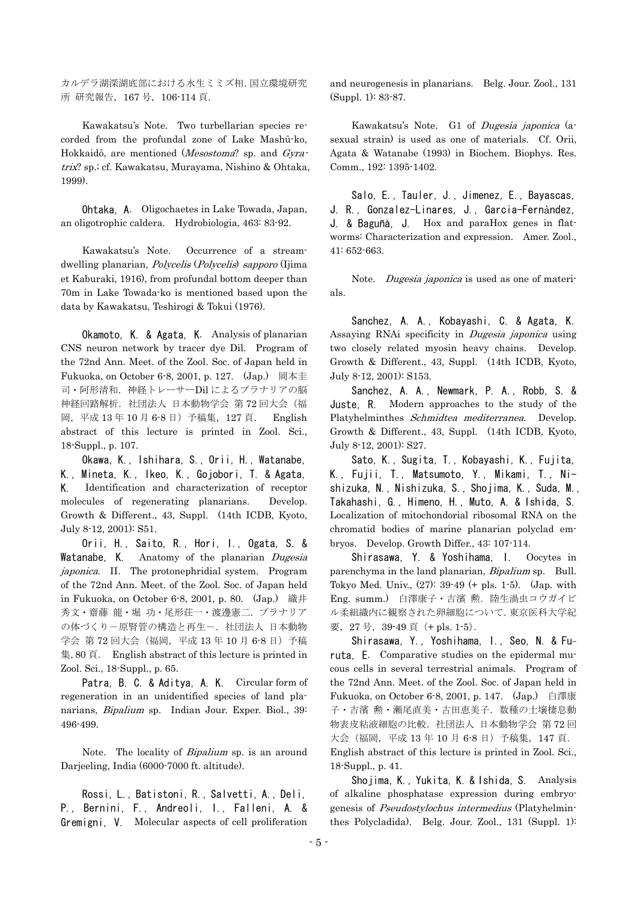カルデラ湖深湖底部における水生ミミズ相. 国立環境研究所 研究報告，167 号，106-114 頁.

Kawakatsu's Note. Two turbellarian species recorded from the profundal zone of Lake Mashû-ko, Hokkaidô, are mentioned (*Mesostoma*? sp. and *Gyratrix*? sp.; cf. Kawakatsu, Murayama, Nishino & Ohtaka, 1999).

**Ohtaka, A.** Oligochaetes in Lake Towada, Japan, an oligotrophic caldera. Hydrobiologia, 463: 83-92.

Kawakatsu's Note. Occurrence of a stream-dwelling planarian, *Polycelis* (*Polycelis*) *sapporo* (Ijima et Kaburaki, 1916), from profundal bottom deeper than 70m in Lake Towada-ko is mentioned based upon the data by Kawakatsu, Teshirogi & Tokui (1976).

**Okamoto, K. & Agata, K.** Analysis of planarian CNS neuron network by tracer dye DiI. Program of the 72nd Ann. Meet. of the Zool. Soc. of Japan held in Fukuoka, on October 6-8, 2001, p. 127. (Jap.) 岡本圭司・阿形清和. 神経トレーサーDiI によるプラナリアの脳神経回路解析. 社団法人 日本動物学会 第 72 回大会（福岡，平成 13 年 10 月 6-8 日）予稿集，127 頁. English abstract of this lecture is printed in Zool. Sci., 18-Suppl., p. 107.

**Okawa, K., Ishihara, S., Orii, H., Watanabe, K., Mineta, K., Ikeo, K., Gojobori, T. & Agata, K.** Identification and characterization of receptor molecules of regenerating planarians. Develop. Growth & Different., 43, Suppl. (14th ICDB, Kyoto, July 8-12, 2001): S51.

**Orii, H., Saito, R., Hori, I., Ogata, S. & Watanabe, K.** Anatomy of the planarian *Dugesia japonica*. II. The protonephridial system. Program of the 72nd Ann. Meet. of the Zool. Soc. of Japan held in Fukuoka, on October 6-8, 2001, p. 80. (Jap.) 織井秀文・齋藤 龍・堀 功・尾形荘一・渡邊憲二. プラナリアの体づくり－原腎管の構造と再生－. 社団法人 日本動物学会 第 72 回大会（福岡，平成 13 年 10 月 6-8 日）予稿集, 80 頁. English abstract of this lecture is printed in Zool. Sci., 18-Suppl., p. 65.

**Patra, B. C. & Aditya, A. K.** Circular form of regeneration in an unidentified species of land planarians, *Bipalium* sp. Indian Jour. Exper. Biol., 39: 496-499.

Note. The locality of *Bipalium* sp. is an around Darjeeling, India (6000-7000 ft. altitude).

**Rossi, L., Batistoni, R., Salvetti, A., Deli, P., Bernini, F., Andreoli, I., Falleni, A. & Gremigni, V.** Molecular aspects of cell proliferation and neurogenesis in planarians. Belg. Jour. Zool., 131 (Suppl. 1): 83-87.

Kawakatsu's Note. G1 of *Dugesia japonica* (asexual strain) is used as one of materials. Cf. Orii, Agata & Watanabe (1993) in Biochem. Biophys. Res. Comm., 192: 1395-1402.

**Salo, E., Tauler, J., Jimenez, E., Bayascas, J. R., Gonzalez-Linares, J., Garcia-Fernàndez, J. & Baguñà, J.** Hox and paraHox genes in flatworms: Characterization and expression. Amer. Zool., 41: 652-663.

Note. *Dugesia japonica* is used as one of materials.

**Sanchez, A. A., Kobayashi, C. & Agata, K.** Assaying RNAi specificity in *Dugesia japonica* using two closely related myosin heavy chains. Develop. Growth & Different., 43, Suppl. (14th ICDB, Kyoto, July 8-12, 2001): S153.

**Sanchez, A. A., Newmark, P. A., Robb, S. & Juste, R.** Modern approaches to the study of the Platyhelminthes *Schmidtea mediterranea*. Develop. Growth & Different., 43, Suppl. (14th ICDB, Kyoto, July 8-12, 2001): S27.

**Sato, K., Sugita, T., Kobayashi, K., Fujita, K., Fujii, T., Matsumoto, Y., Mikami, T., Nishizuka, N., Nishizuka, S., Shojima, K., Suda, M., Takahashi, G., Himeno, H., Muto, A. & Ishida, S.** Localization of mitochondorial ribosomal RNA on the chromatid bodies of marine planarian polyclad embryos. Develop. Growth Differ., 43: 107-114.

**Shirasawa, Y. & Yoshihama, I.** Oocytes in parenchyma in the land planarian, *Bipalium* sp. Bull. Tokyo Med. Univ., (27): 39-49 (+ pls. 1-5). (Jap. with Eng. summ.) 白澤康子・吉濱 勲. 陸生渦虫コウガイビル柔組織内に観察された卵細胞について. 東京医科大学紀要，27 号，39-49 頁（+ pls. 1-5）.

**Shirasawa, Y., Yoshihama, I., Seo, N. & Furuta, E.** Comparative studies on the epidermal mucous cells in several terrestrial animals. Program of the 72nd Ann. Meet. of the Zool. Soc. of Japan held in Fukuoka, on October 6-8, 2001, p. 147. (Jap.) 白澤康子・吉濱 勲・瀬尾直美・古田恵美子. 数種の土壌棲息動物表皮粘液細胞の比較. 社団法人 日本動物学会 第 72 回大会（福岡，平成 13 年 10 月 6-8 日）予稿集，147 頁. English abstract of this lecture is printed in Zool. Sci., 18-Suppl., p. 41.

**Shojima, K., Yukita, K. & Ishida, S.** Analysis of alkaline phosphatase expression during embryogenesis of *Pseudostylochus intermedius* (Platyhelminthes Polycladida). Belg. Jour. Zool., 131 (Suppl. 1):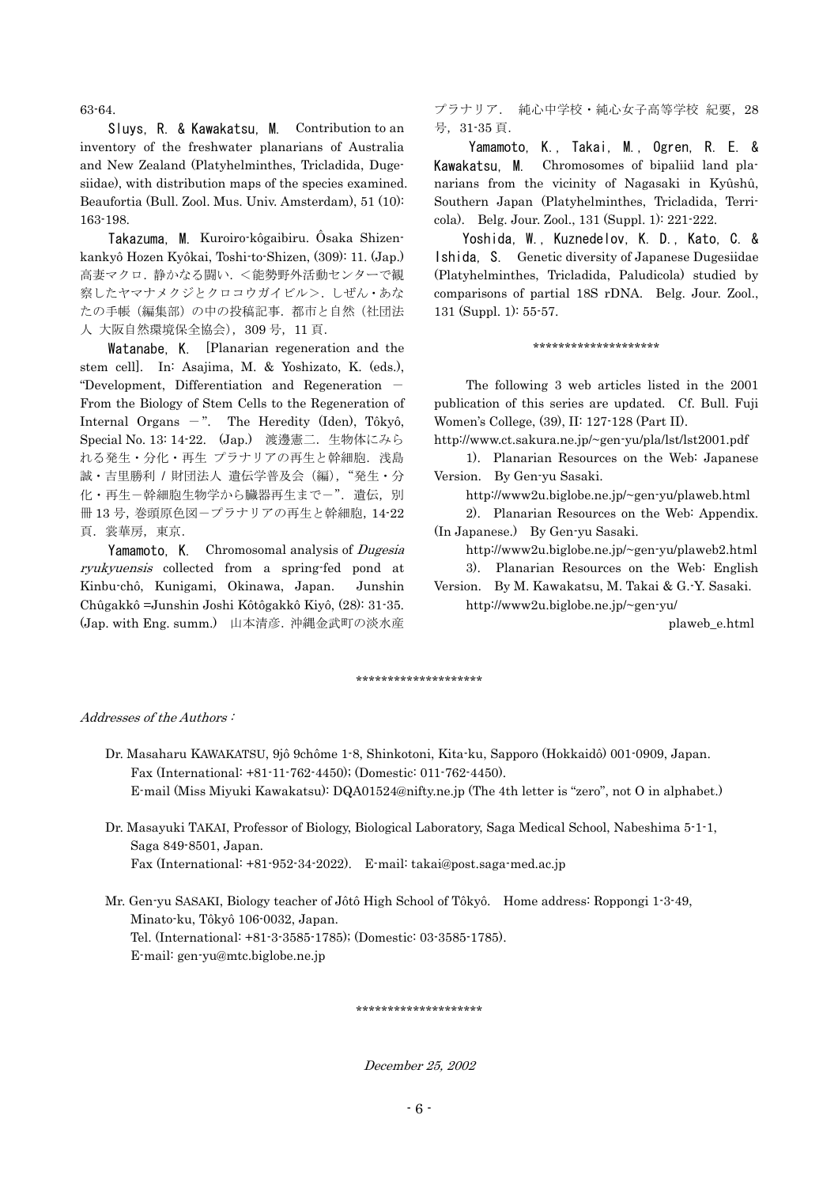63-64.

Sluys, R. & Kawakatsu, M. Contribution to an inventory of the freshwater planarians of Australia and New Zealand (Platyhelminthes, Tricladida, Dugesiidae), with distribution maps of the species examined. Beaufortia (Bull. Zool. Mus. Univ. Amsterdam), 51 (10): 163-198.

Takazuma, M. Kuroiro-kôgaibiru. Ôsaka Shizenkankyô Hozen Kyôkai, Toshi-to-Shizen, (309): 11. (Jap.) 高妻マクロ．静かなる闘い．＜能勢野外活動センターで観察したヤマナメクジとクロコウガイビル＞．しぜん・あなたの手帳（編集部）の中の投稿記事．都市と自然（社団法人 大阪自然環境保全協会），309 号，11 頁．

Watanabe, K. [Planarian regeneration and the stem cell]. In: Asajima, M. & Yoshizato, K. (eds.), "Development, Differentiation and Regeneration － From the Biology of Stem Cells to the Regeneration of Internal Organs －". The Heredity (Iden), Tôkyô, Special No. 13: 14-22. (Jap.) 渡邊憲二．生物体にみられる発生・分化・再生 プラナリアの再生と幹細胞．浅島誠・吉里勝利 / 財団法人 遺伝学普及会（編），"発生・分化・再生－幹細胞生物学から臓器再生まで－"．遺伝，別冊 13 号，巻頭原色図－プラナリアの再生と幹細胞，14-22 頁．裳華房，東京．

Yamamoto, K. Chromosomal analysis of *Dugesia ryukyuensis* collected from a spring-fed pond at Kinbu-chô, Kunigami, Okinawa, Japan. Junshin Chûgakkô =Junshin Joshi Kôtôgakkô Kiyô, (28): 31-35. (Jap. with Eng. summ.) 山本清彦．沖縄金武町の淡水産プラナリア． 純心中学校・純心女子高等学校 紀要，28 号，31-35 頁．

Yamamoto, K., Takai, M., Ogren, R. E. & Kawakatsu, M. Chromosomes of bipaliid land planarians from the vicinity of Nagasaki in Kyûshû, Southern Japan (Platyhelminthes, Tricladida, Terricola). Belg. Jour. Zool., 131 (Suppl. 1): 221-222.

Yoshida, W., Kuznedelov, K. D., Kato, C. & Ishida, S. Genetic diversity of Japanese Dugesiidae (Platyhelminthes, Tricladida, Paludicola) studied by comparisons of partial 18S rDNA. Belg. Jour. Zool., 131 (Suppl. 1): 55-57.

********************

The following 3 web articles listed in the 2001 publication of this series are updated. Cf. Bull. Fuji Women's College, (39), II: 127-128 (Part II).
http://www.ct.sakura.ne.jp/~gen-yu/pla/lst/lst2001.pdf

1). Planarian Resources on the Web: Japanese Version. By Gen-yu Sasaki.
http://www2u.biglobe.ne.jp/~gen-yu/plaweb.html

2). Planarian Resources on the Web: Appendix. (In Japanese.) By Gen-yu Sasaki.
http://www2u.biglobe.ne.jp/~gen-yu/plaweb2.html

3). Planarian Resources on the Web: English Version. By M. Kawakatsu, M. Takai & G.-Y. Sasaki.
http://www2u.biglobe.ne.jp/~gen-yu/plaweb_e.html

********************

*Addresses of the Authors*：

Dr. Masaharu KAWAKATSU, 9jô 9chôme 1-8, Shinkotoni, Kita-ku, Sapporo (Hokkaidô) 001-0909, Japan.
Fax (International: +81-11-762-4450); (Domestic: 011-762-4450).
E-mail (Miss Miyuki Kawakatsu): DQA01524@nifty.ne.jp (The 4th letter is "zero", not O in alphabet.)

Dr. Masayuki TAKAI, Professor of Biology, Biological Laboratory, Saga Medical School, Nabeshima 5-1-1, Saga 849-8501, Japan.
Fax (International: +81-952-34-2022). E-mail: takai@post.saga-med.ac.jp

Mr. Gen-yu SASAKI, Biology teacher of Jôtô High School of Tôkyô. Home address: Roppongi 1-3-49, Minato-ku, Tôkyô 106-0032, Japan.
Tel. (International: +81-3-3585-1785); (Domestic: 03-3585-1785).
E-mail: gen-yu@mtc.biglobe.ne.jp

********************

*December 25, 2002*